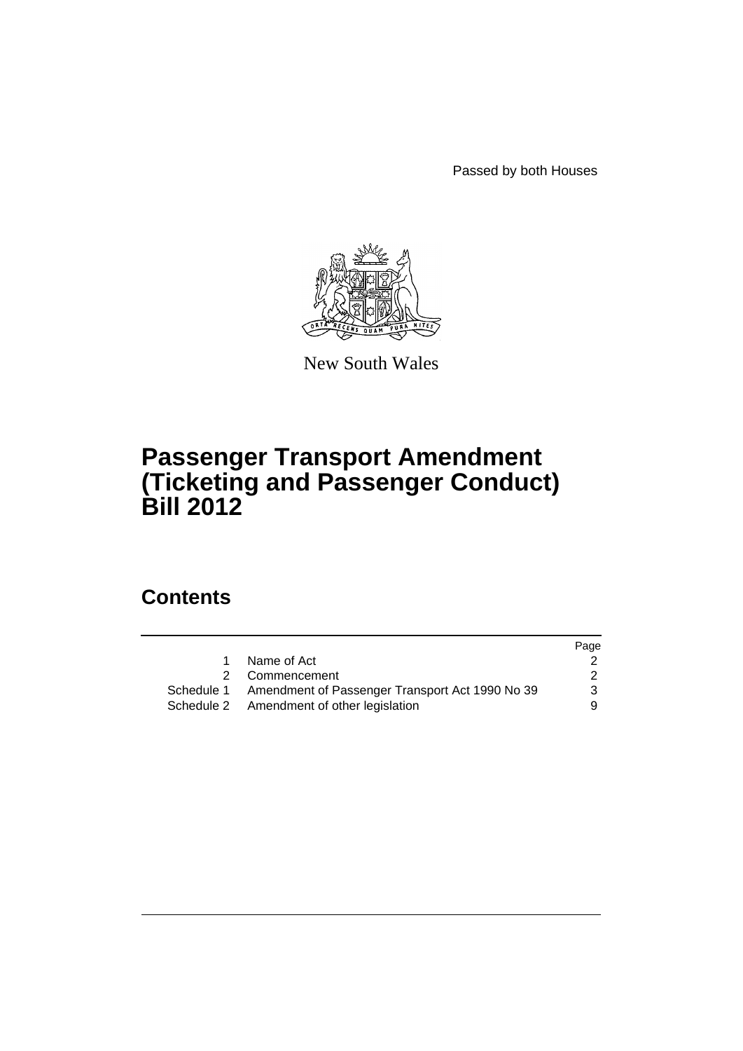Passed by both Houses

New South Wales

# Passenger Transport Amendment (Ticketing and Passenger Conduct) Bill 2012

## Contents

| | | Page |
|---|---|---|
| 1 | Name of Act | 2 |
| 2 | Commencement | 2 |
| Schedule 1 | Amendment of Passenger Transport Act 1990 No 39 | 3 |
| Schedule 2 | Amendment of other legislation | 9 |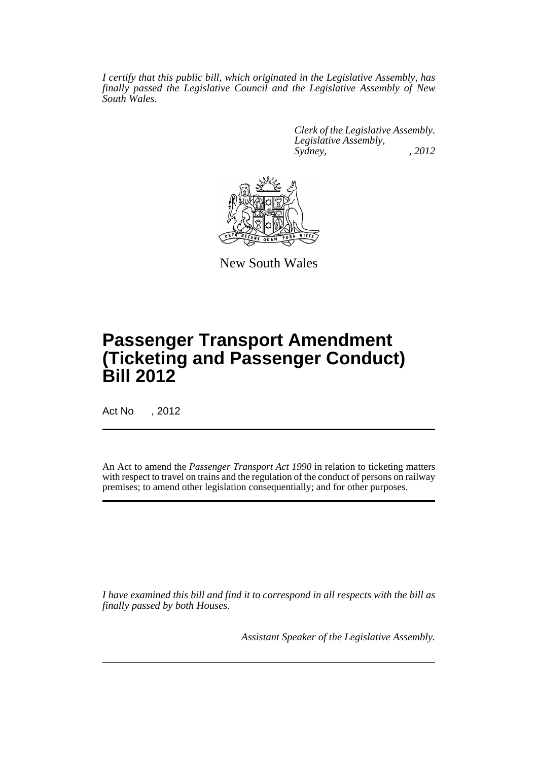*I certify that this public bill, which originated in the Legislative Assembly, has finally passed the Legislative Council and the Legislative Assembly of New South Wales.*

*Clerk of the Legislative Assembly.*
*Legislative Assembly,*
*Sydney, , 2012*

New South Wales

# Passenger Transport Amendment (Ticketing and Passenger Conduct) Bill 2012

Act No , 2012

An Act to amend the *Passenger Transport Act 1990* in relation to ticketing matters with respect to travel on trains and the regulation of the conduct of persons on railway premises; to amend other legislation consequentially; and for other purposes.

*I have examined this bill and find it to correspond in all respects with the bill as finally passed by both Houses.*

*Assistant Speaker of the Legislative Assembly.*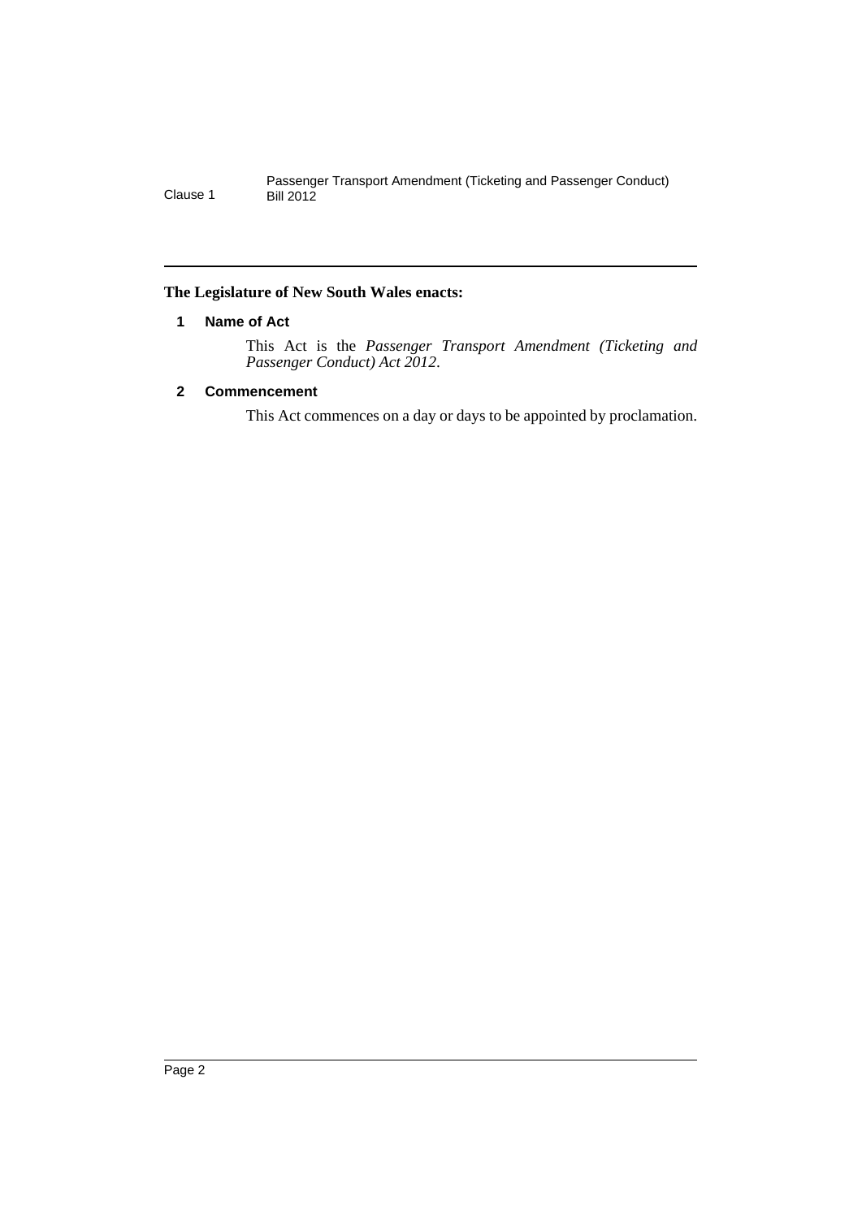**The Legislature of New South Wales enacts:**

### 1 Name of Act

This Act is the *Passenger Transport Amendment (Ticketing and Passenger Conduct) Act 2012*.

### 2 Commencement

This Act commences on a day or days to be appointed by proclamation.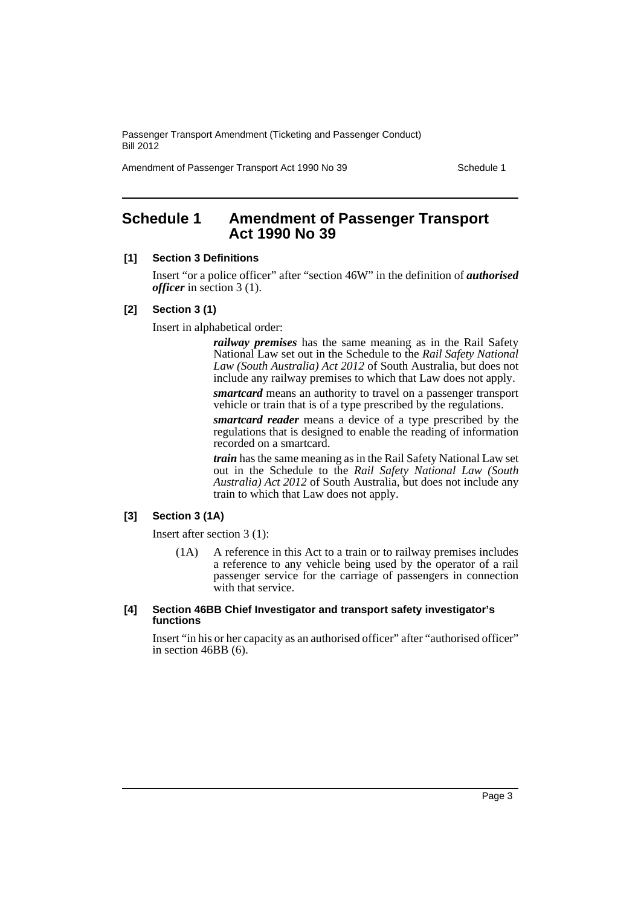## Schedule 1 Amendment of Passenger Transport Act 1990 No 39

### [1] Section 3 Definitions

Insert "or a police officer" after "section 46W" in the definition of ***authorised officer*** in section 3 (1).

### [2] Section 3 (1)

Insert in alphabetical order:

> ***railway premises*** has the same meaning as in the Rail Safety National Law set out in the Schedule to the *Rail Safety National Law (South Australia) Act 2012* of South Australia, but does not include any railway premises to which that Law does not apply.
>
> ***smartcard*** means an authority to travel on a passenger transport vehicle or train that is of a type prescribed by the regulations.
>
> ***smartcard reader*** means a device of a type prescribed by the regulations that is designed to enable the reading of information recorded on a smartcard.
>
> ***train*** has the same meaning as in the Rail Safety National Law set out in the Schedule to the *Rail Safety National Law (South Australia) Act 2012* of South Australia, but does not include any train to which that Law does not apply.

### [3] Section 3 (1A)

Insert after section 3 (1):

> (1A) A reference in this Act to a train or to railway premises includes a reference to any vehicle being used by the operator of a rail passenger service for the carriage of passengers in connection with that service.

### [4] Section 46BB Chief Investigator and transport safety investigator's functions

Insert "in his or her capacity as an authorised officer" after "authorised officer" in section 46BB (6).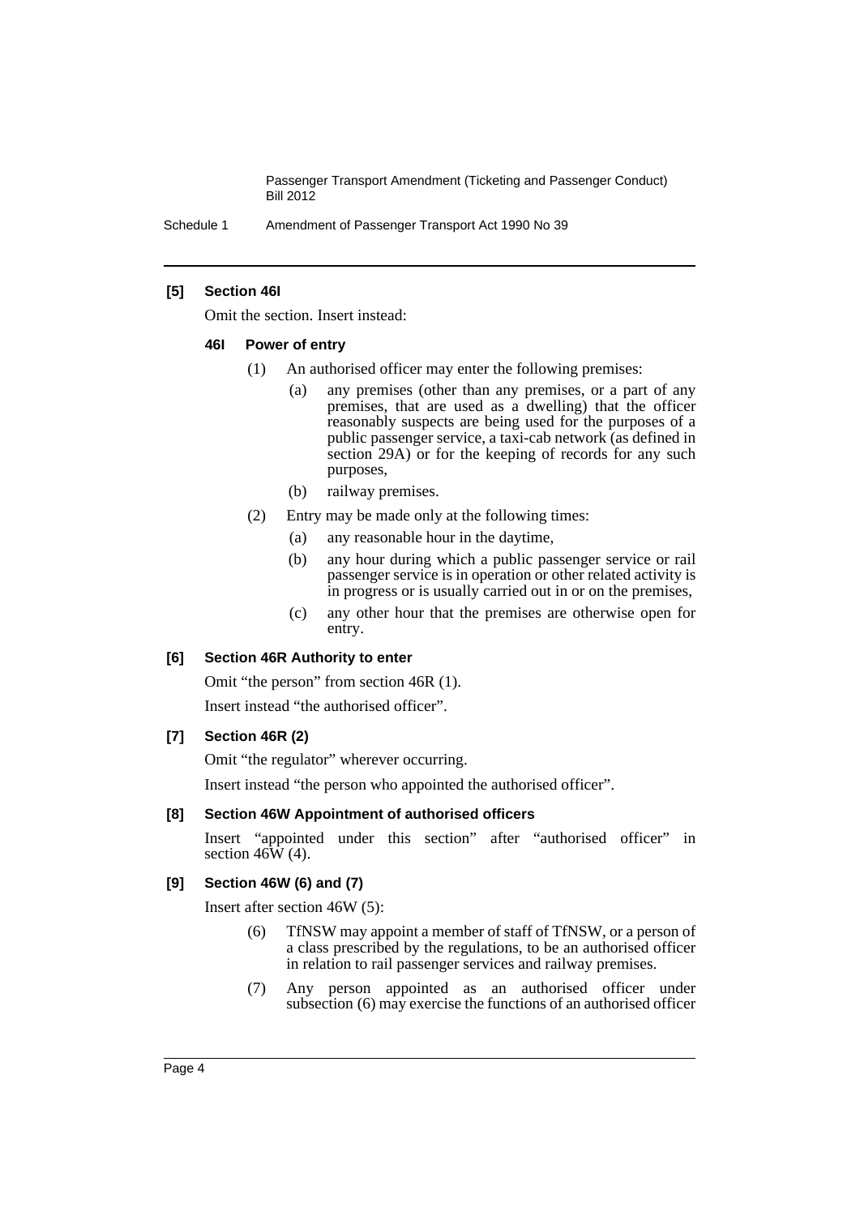**[5] Section 46I**

Omit the section. Insert instead:

**46I Power of entry**

(1) An authorised officer may enter the following premises:

(a) any premises (other than any premises, or a part of any premises, that are used as a dwelling) that the officer reasonably suspects are being used for the purposes of a public passenger service, a taxi-cab network (as defined in section 29A) or for the keeping of records for any such purposes,

(b) railway premises.

(2) Entry may be made only at the following times:

(a) any reasonable hour in the daytime,

(b) any hour during which a public passenger service or rail passenger service is in operation or other related activity is in progress or is usually carried out in or on the premises,

(c) any other hour that the premises are otherwise open for entry.

**[6] Section 46R Authority to enter**

Omit "the person" from section 46R (1).

Insert instead "the authorised officer".

**[7] Section 46R (2)**

Omit "the regulator" wherever occurring.

Insert instead "the person who appointed the authorised officer".

**[8] Section 46W Appointment of authorised officers**

Insert "appointed under this section" after "authorised officer" in section 46W (4).

**[9] Section 46W (6) and (7)**

Insert after section 46W (5):

(6) TfNSW may appoint a member of staff of TfNSW, or a person of a class prescribed by the regulations, to be an authorised officer in relation to rail passenger services and railway premises.

(7) Any person appointed as an authorised officer under subsection (6) may exercise the functions of an authorised officer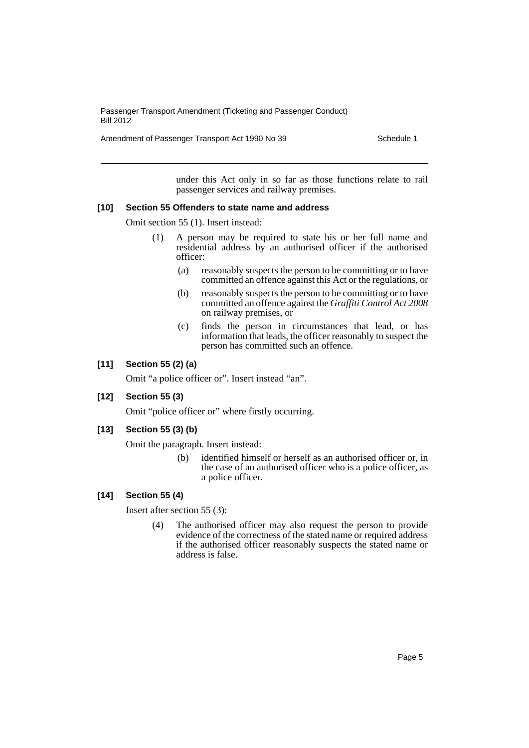under this Act only in so far as those functions relate to rail passenger services and railway premises.

**[10] Section 55 Offenders to state name and address**

Omit section 55 (1). Insert instead:

(1) A person may be required to state his or her full name and residential address by an authorised officer if the authorised officer:

(a) reasonably suspects the person to be committing or to have committed an offence against this Act or the regulations, or

(b) reasonably suspects the person to be committing or to have committed an offence against the *Graffiti Control Act 2008* on railway premises, or

(c) finds the person in circumstances that lead, or has information that leads, the officer reasonably to suspect the person has committed such an offence.

**[11] Section 55 (2) (a)**

Omit "a police officer or". Insert instead "an".

**[12] Section 55 (3)**

Omit "police officer or" where firstly occurring.

**[13] Section 55 (3) (b)**

Omit the paragraph. Insert instead:

(b) identified himself or herself as an authorised officer or, in the case of an authorised officer who is a police officer, as a police officer.

**[14] Section 55 (4)**

Insert after section 55 (3):

(4) The authorised officer may also request the person to provide evidence of the correctness of the stated name or required address if the authorised officer reasonably suspects the stated name or address is false.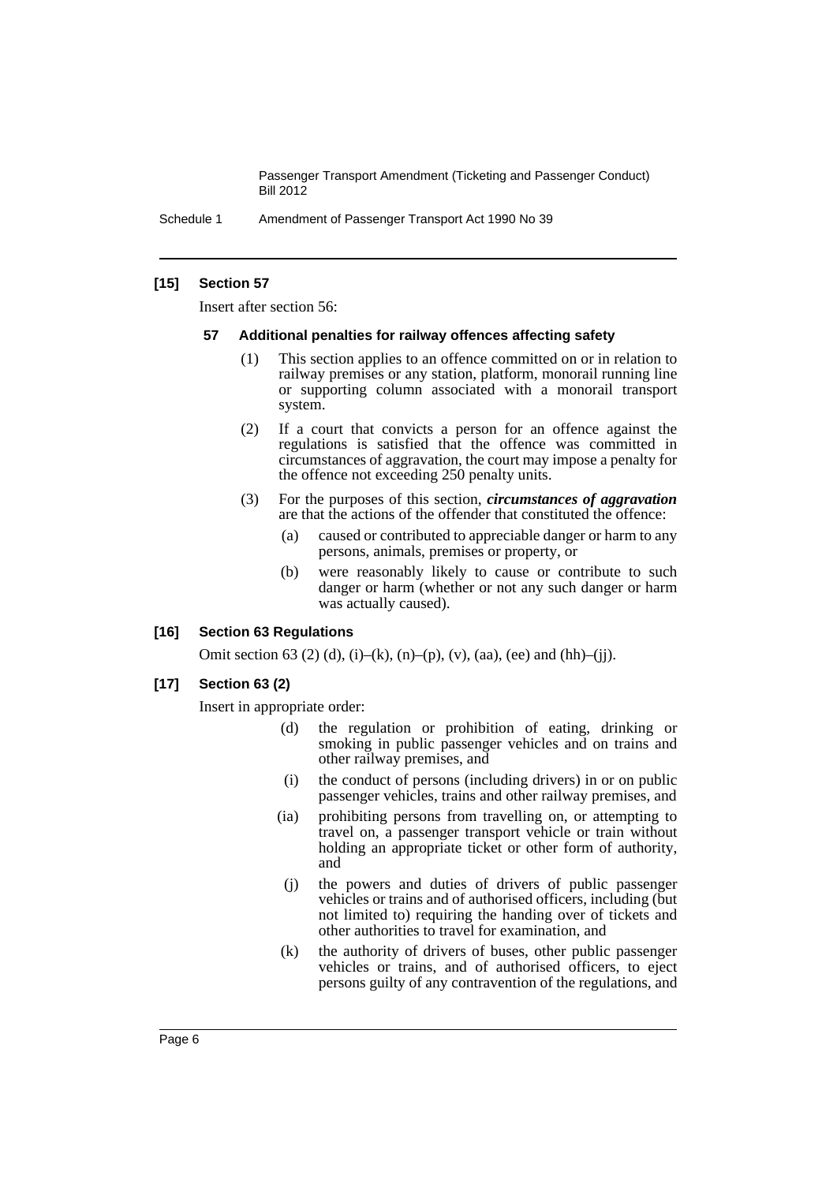### [15] Section 57

Insert after section 56:

#### 57 Additional penalties for railway offences affecting safety

(1) This section applies to an offence committed on or in relation to railway premises or any station, platform, monorail running line or supporting column associated with a monorail transport system.

(2) If a court that convicts a person for an offence against the regulations is satisfied that the offence was committed in circumstances of aggravation, the court may impose a penalty for the offence not exceeding 250 penalty units.

(3) For the purposes of this section, ***circumstances of aggravation*** are that the actions of the offender that constituted the offence:

(a) caused or contributed to appreciable danger or harm to any persons, animals, premises or property, or

(b) were reasonably likely to cause or contribute to such danger or harm (whether or not any such danger or harm was actually caused).

### [16] Section 63 Regulations

Omit section 63 (2) (d), (i)–(k), (n)–(p), (v), (aa), (ee) and (hh)–(jj).

### [17] Section 63 (2)

Insert in appropriate order:

(d) the regulation or prohibition of eating, drinking or smoking in public passenger vehicles and on trains and other railway premises, and

(i) the conduct of persons (including drivers) in or on public passenger vehicles, trains and other railway premises, and

(ia) prohibiting persons from travelling on, or attempting to travel on, a passenger transport vehicle or train without holding an appropriate ticket or other form of authority, and

(j) the powers and duties of drivers of public passenger vehicles or trains and of authorised officers, including (but not limited to) requiring the handing over of tickets and other authorities to travel for examination, and

(k) the authority of drivers of buses, other public passenger vehicles or trains, and of authorised officers, to eject persons guilty of any contravention of the regulations, and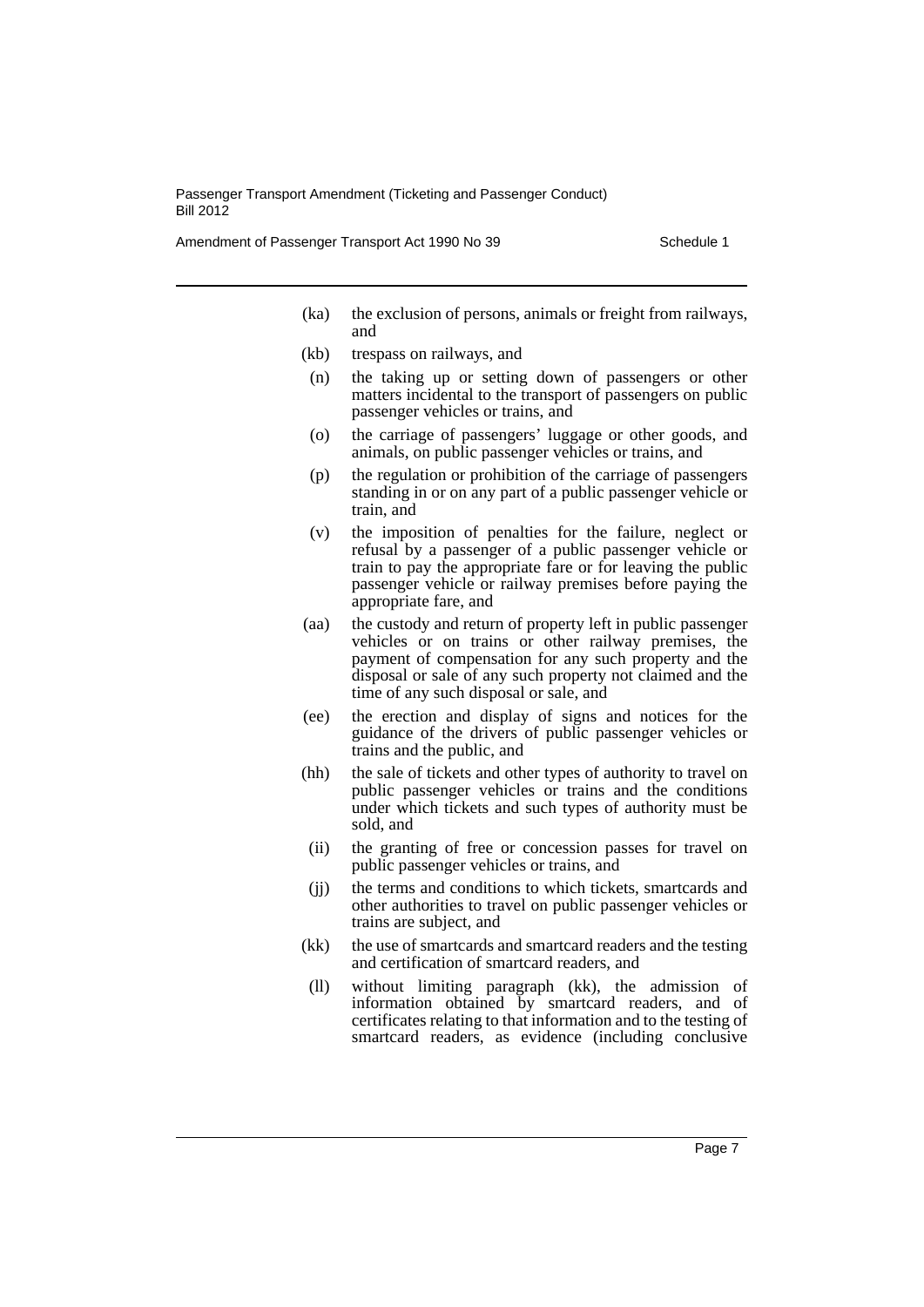(ka) the exclusion of persons, animals or freight from railways, and

(kb) trespass on railways, and

(n) the taking up or setting down of passengers or other matters incidental to the transport of passengers on public passenger vehicles or trains, and

(o) the carriage of passengers' luggage or other goods, and animals, on public passenger vehicles or trains, and

(p) the regulation or prohibition of the carriage of passengers standing in or on any part of a public passenger vehicle or train, and

(v) the imposition of penalties for the failure, neglect or refusal by a passenger of a public passenger vehicle or train to pay the appropriate fare or for leaving the public passenger vehicle or railway premises before paying the appropriate fare, and

(aa) the custody and return of property left in public passenger vehicles or on trains or other railway premises, the payment of compensation for any such property and the disposal or sale of any such property not claimed and the time of any such disposal or sale, and

(ee) the erection and display of signs and notices for the guidance of the drivers of public passenger vehicles or trains and the public, and

(hh) the sale of tickets and other types of authority to travel on public passenger vehicles or trains and the conditions under which tickets and such types of authority must be sold, and

(ii) the granting of free or concession passes for travel on public passenger vehicles or trains, and

(jj) the terms and conditions to which tickets, smartcards and other authorities to travel on public passenger vehicles or trains are subject, and

(kk) the use of smartcards and smartcard readers and the testing and certification of smartcard readers, and

(ll) without limiting paragraph (kk), the admission of information obtained by smartcard readers, and of certificates relating to that information and to the testing of smartcard readers, as evidence (including conclusive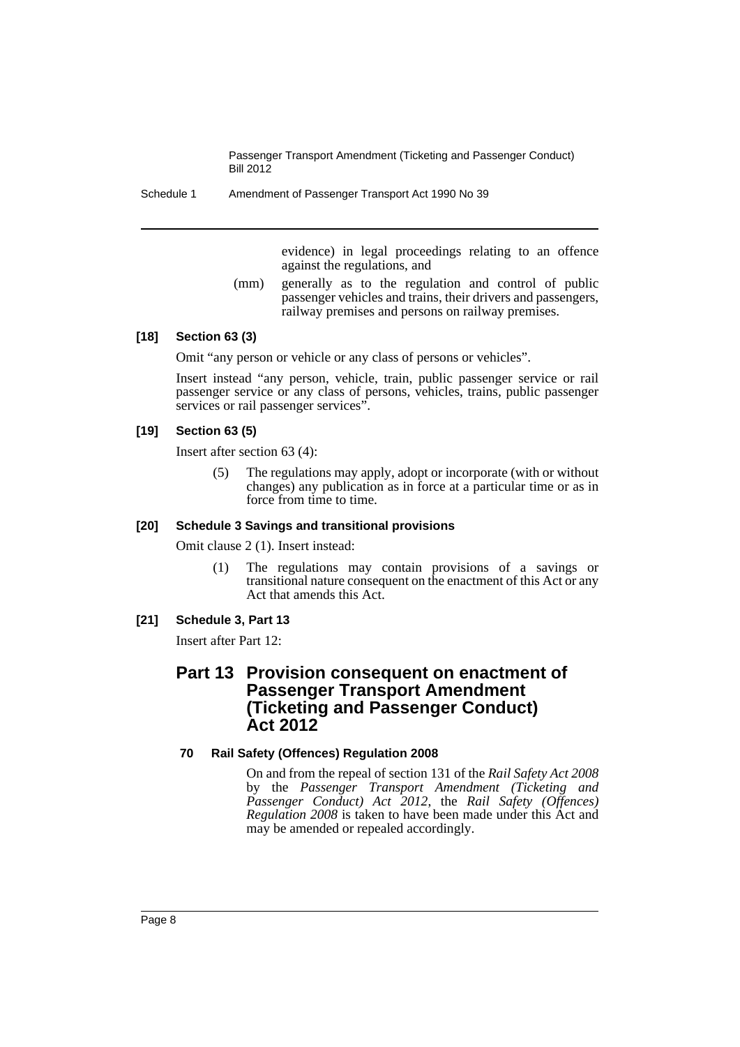evidence) in legal proceedings relating to an offence against the regulations, and

(mm) generally as to the regulation and control of public passenger vehicles and trains, their drivers and passengers, railway premises and persons on railway premises.

**[18] Section 63 (3)**

Omit "any person or vehicle or any class of persons or vehicles".

Insert instead "any person, vehicle, train, public passenger service or rail passenger service or any class of persons, vehicles, trains, public passenger services or rail passenger services".

**[19] Section 63 (5)**

Insert after section 63 (4):

(5) The regulations may apply, adopt or incorporate (with or without changes) any publication as in force at a particular time or as in force from time to time.

**[20] Schedule 3 Savings and transitional provisions**

Omit clause 2 (1). Insert instead:

(1) The regulations may contain provisions of a savings or transitional nature consequent on the enactment of this Act or any Act that amends this Act.

**[21] Schedule 3, Part 13**

Insert after Part 12:

## Part 13 Provision consequent on enactment of Passenger Transport Amendment (Ticketing and Passenger Conduct) Act 2012

**70 Rail Safety (Offences) Regulation 2008**

On and from the repeal of section 131 of the *Rail Safety Act 2008* by the *Passenger Transport Amendment (Ticketing and Passenger Conduct) Act 2012*, the *Rail Safety (Offences) Regulation 2008* is taken to have been made under this Act and may be amended or repealed accordingly.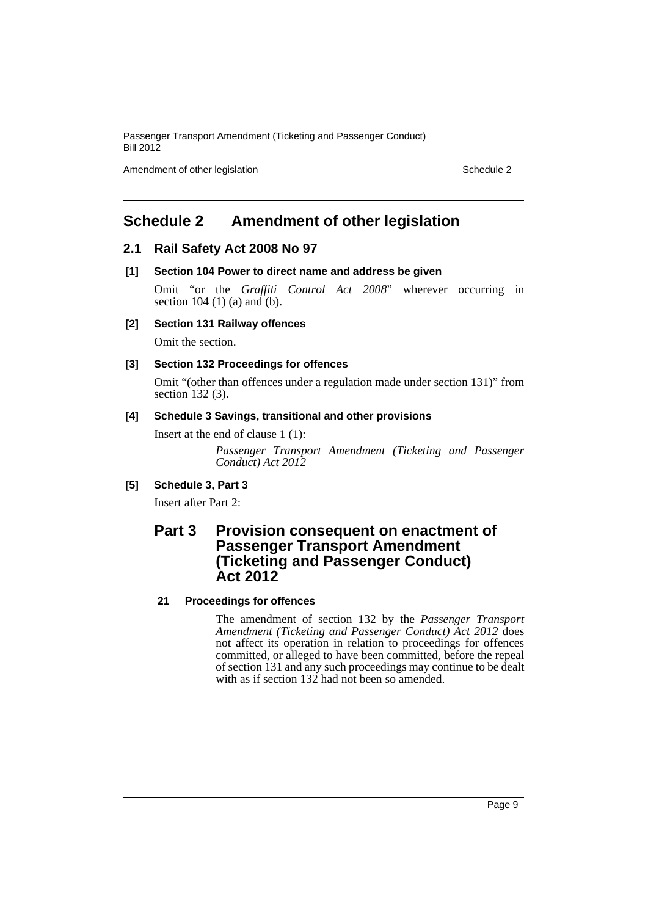# Schedule 2 Amendment of other legislation

## 2.1 Rail Safety Act 2008 No 97

### [1] Section 104 Power to direct name and address be given

Omit "or the *Graffiti Control Act 2008*" wherever occurring in section 104 (1) (a) and (b).

### [2] Section 131 Railway offences

Omit the section.

### [3] Section 132 Proceedings for offences

Omit "(other than offences under a regulation made under section 131)" from section 132 (3).

### [4] Schedule 3 Savings, transitional and other provisions

Insert at the end of clause 1 (1):

> *Passenger Transport Amendment (Ticketing and Passenger Conduct) Act 2012*

### [5] Schedule 3, Part 3

Insert after Part 2:

## Part 3 Provision consequent on enactment of Passenger Transport Amendment (Ticketing and Passenger Conduct) Act 2012

#### 21 Proceedings for offences

The amendment of section 132 by the *Passenger Transport Amendment (Ticketing and Passenger Conduct) Act 2012* does not affect its operation in relation to proceedings for offences committed, or alleged to have been committed, before the repeal of section 131 and any such proceedings may continue to be dealt with as if section 132 had not been so amended.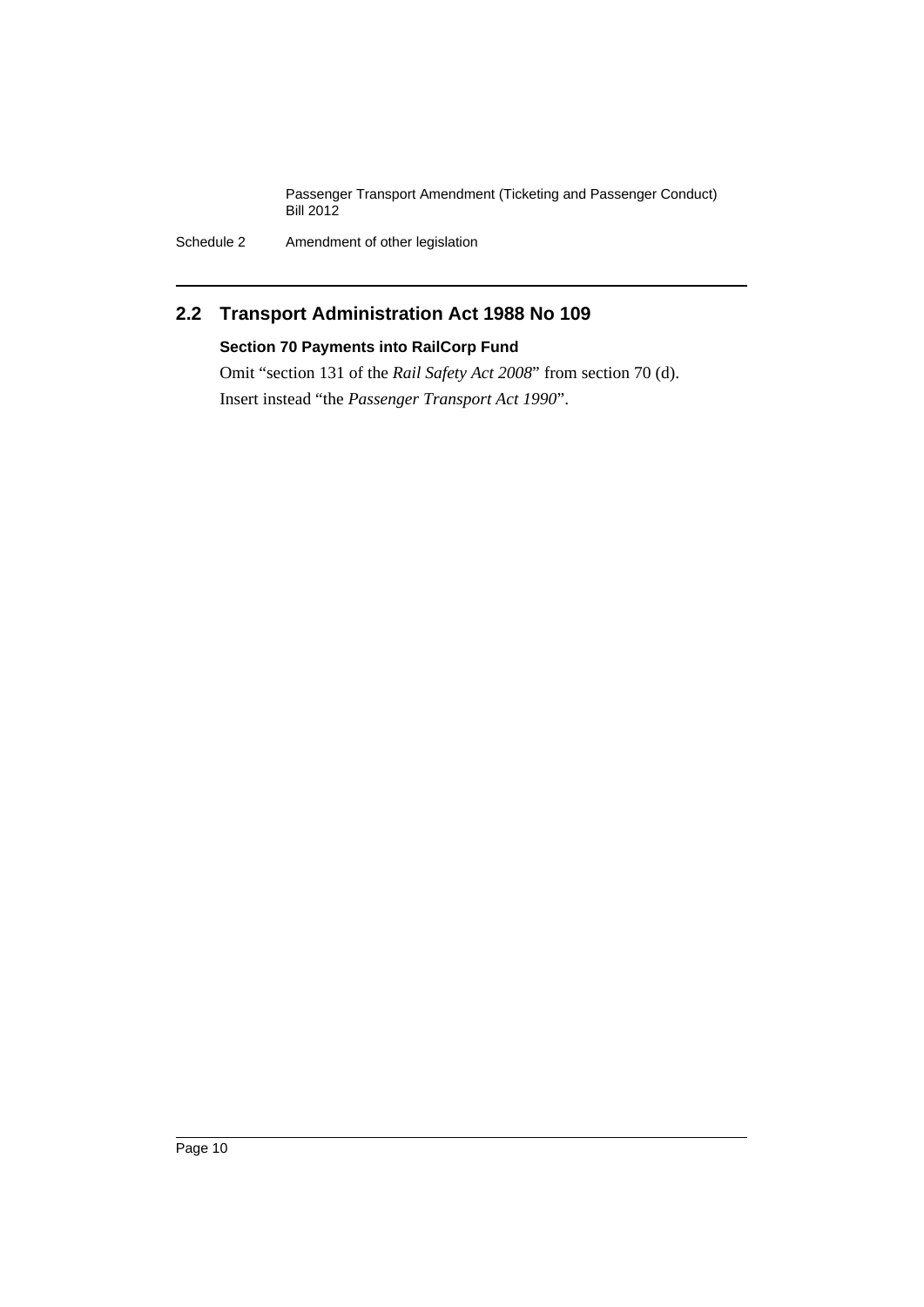## 2.2 Transport Administration Act 1988 No 109

### Section 70 Payments into RailCorp Fund

Omit "section 131 of the *Rail Safety Act 2008*" from section 70 (d).

Insert instead "the *Passenger Transport Act 1990*".